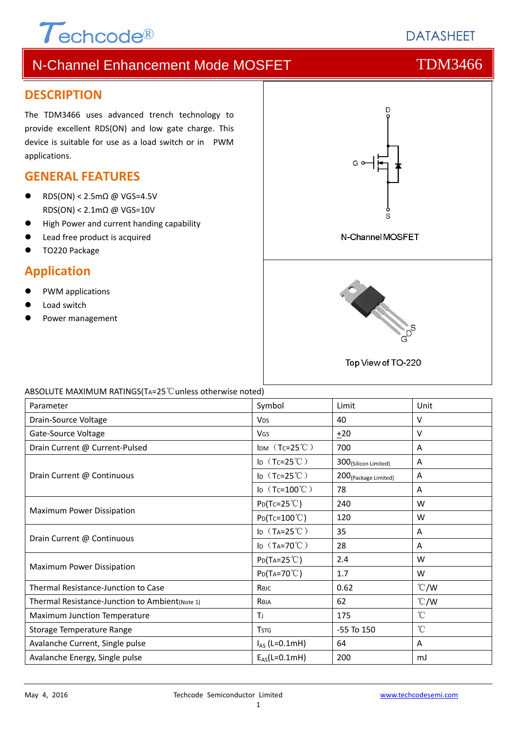# N-Channel Enhancement Mode MOSFET — TDM3466

## DESCRIPTION

The TDM3466 uses advanced trench technology to provide excellent RDS(ON) and low gate charge. This device is suitable for use as a load switch or in PWM applications.

## GENERAL FEATURES

- RDS(ON) < 2.5mΩ @ VGS=4.5V
  RDS(ON) < 2.1mΩ @ VGS=10V
- High Power and current handing capability
- Lead free product is acquired
- TO220 Package

## Application

- PWM applications
- Load switch
- Power management

N-Channel MOSFET

Top View of TO-220

ABSOLUTE MAXIMUM RATINGS($T_A$=25℃unless otherwise noted)

| Parameter | Symbol | Limit | Unit |
|---|---|---|---|
| Drain-Source Voltage | $V_{DS}$ | 40 | V |
| Gate-Source Voltage | $V_{GS}$ | ±20 | V |
| Drain Current @ Current-Pulsed | $I_{DM}$ ($T_C$=25℃) | 700 | A |
| Drain Current @ Continuous | $I_D$ ($T_C$=25℃) | 300 (Silicon Limited) | A |
| | $I_D$ ($T_C$=25℃) | 200 (Package Limited) | A |
| | $I_D$ ($T_C$=100℃) | 78 | A |
| Maximum Power Dissipation | $P_D$($T_C$=25℃) | 240 | W |
| | $P_D$($T_C$=100℃) | 120 | W |
| Drain Current @ Continuous | $I_D$ ($T_A$=25℃) | 35 | A |
| | $I_D$ ($T_A$=70℃) | 28 | A |
| Maximum Power Dissipation | $P_D$($T_A$=25℃) | 2.4 | W |
| | $P_D$($T_A$=70℃) | 1.7 | W |
| Thermal Resistance-Junction to Case | $R_{θJC}$ | 0.62 | ℃/W |
| Thermal Resistance-Junction to Ambient (Note 1) | $R_{θJA}$ | 62 | ℃/W |
| Maximum Junction Temperature | $T_J$ | 175 | ℃ |
| Storage Temperature Range | $T_{STG}$ | -55 To 150 | ℃ |
| Avalanche Current, Single pulse | $I_{AS}$ (L=0.1mH) | 64 | A |
| Avalanche Energy, Single pulse | $E_{AS}$(L=0.1mH) | 200 | mJ |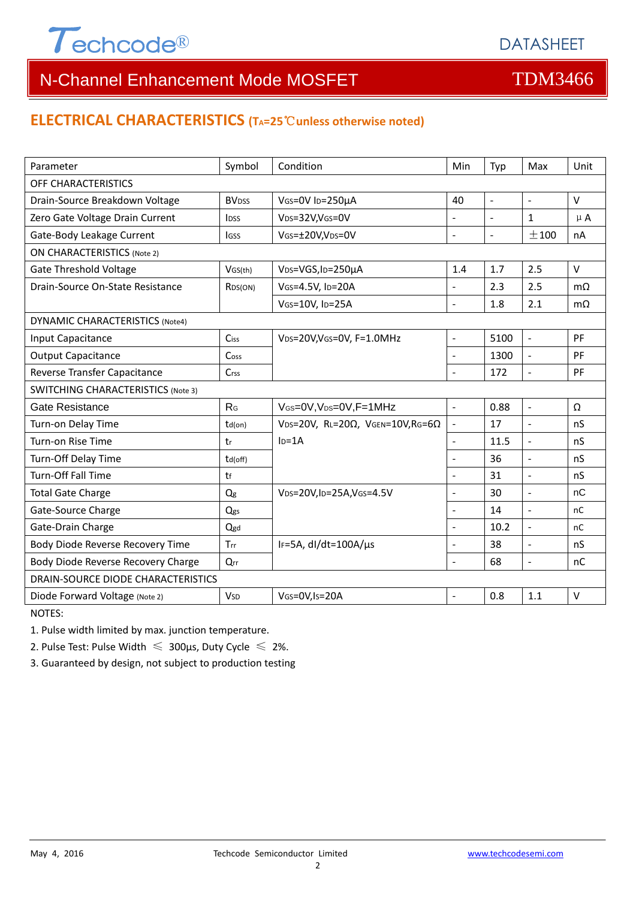## ELECTRICAL CHARACTERISTICS ($T_A$=25℃unless otherwise noted)

| Parameter | Symbol | Condition | Min | Typ | Max | Unit |
|---|---|---|---|---|---|---|
| OFF CHARACTERISTICS | | | | | | |
| Drain-Source Breakdown Voltage | $BV_{DSS}$ | $V_{GS}$=0V $I_D$=250μA | 40 | - | - | V |
| Zero Gate Voltage Drain Current | $I_{DSS}$ | $V_{DS}$=32V,$V_{GS}$=0V | - | - | 1 | μA |
| Gate-Body Leakage Current | $I_{GSS}$ | $V_{GS}$=±20V,$V_{DS}$=0V | - | - | ±100 | nA |
| ON CHARACTERISTICS (Note 2) | | | | | | |
| Gate Threshold Voltage | $V_{GS(th)}$ | $V_{DS}$=VGS,$I_D$=250μA | 1.4 | 1.7 | 2.5 | V |
| Drain-Source On-State Resistance | $R_{DS(ON)}$ | $V_{GS}$=4.5V, $I_D$=20A | - | 2.3 | 2.5 | mΩ |
| | | $V_{GS}$=10V, $I_D$=25A | - | 1.8 | 2.1 | mΩ |
| DYNAMIC CHARACTERISTICS (Note4) | | | | | | |
| Input Capacitance | $C_{iss}$ | $V_{DS}$=20V,$V_{GS}$=0V, F=1.0MHz | - | 5100 | - | PF |
| Output Capacitance | $C_{oss}$ | | - | 1300 | - | PF |
| Reverse Transfer Capacitance | $C_{rss}$ | | - | 172 | - | PF |
| SWITCHING CHARACTERISTICS (Note 3) | | | | | | |
| Gate Resistance | $R_G$ | $V_{GS}$=0V,$V_{DS}$=0V,F=1MHz | - | 0.88 | - | Ω |
| Turn-on Delay Time | $t_{d(on)}$ | $V_{DS}$=20V, $R_L$=20Ω, $V_{GEN}$=10V,$R_G$=6Ω $I_D$=1A | - | 17 | - | nS |
| Turn-on Rise Time | $t_r$ | | - | 11.5 | - | nS |
| Turn-Off Delay Time | $t_{d(off)}$ | | - | 36 | - | nS |
| Turn-Off Fall Time | $t_f$ | | - | 31 | - | nS |
| Total Gate Charge | $Q_g$ | $V_{DS}$=20V,$I_D$=25A,$V_{GS}$=4.5V | - | 30 | - | nC |
| Gate-Source Charge | $Q_{gs}$ | | - | 14 | - | nC |
| Gate-Drain Charge | $Q_{gd}$ | | - | 10.2 | - | nC |
| Body Diode Reverse Recovery Time | $T_{rr}$ | $I_F$=5A, dI/dt=100A/μs | - | 38 | - | nS |
| Body Diode Reverse Recovery Charge | $Q_{rr}$ | | - | 68 | - | nC |
| DRAIN-SOURCE DIODE CHARACTERISTICS | | | | | | |
| Diode Forward Voltage (Note 2) | $V_{SD}$ | $V_{GS}$=0V,$I_S$=20A | - | 0.8 | 1.1 | V |

NOTES:

1. Pulse width limited by max. junction temperature.
2. Pulse Test: Pulse Width ≤ 300μs, Duty Cycle ≤ 2%.
3. Guaranteed by design, not subject to production testing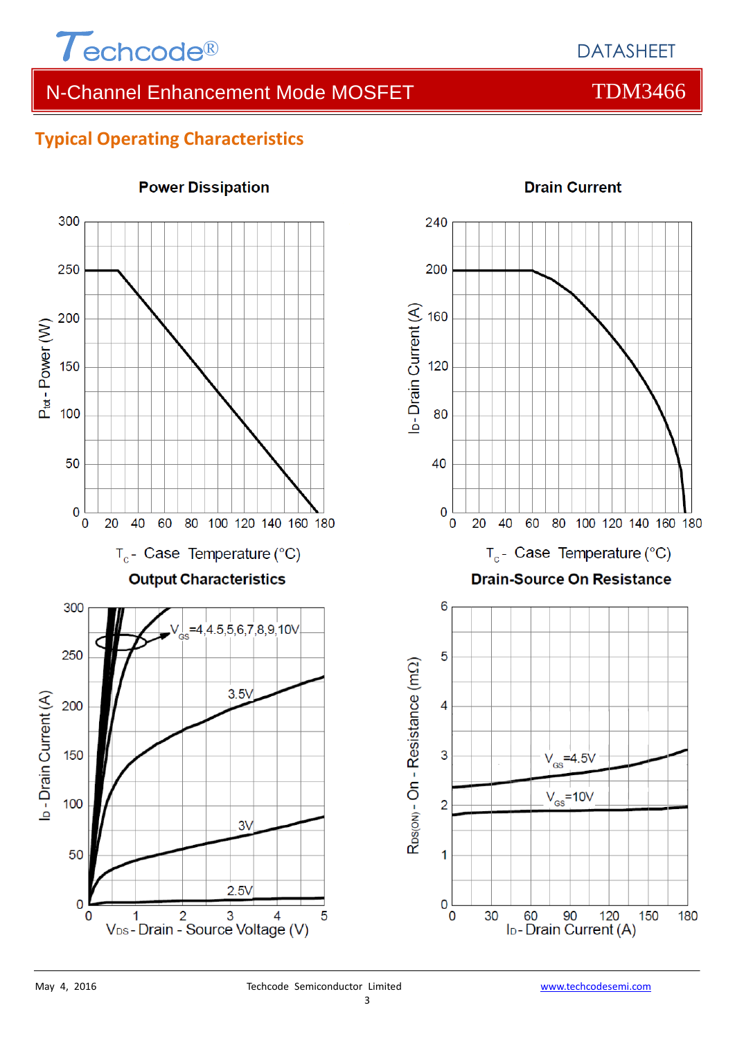## Typical Operating Characteristics

**Power Discussion**

**Power Dissipation**

$P_{tot}$ - Power (W)

$T_C$ - Case Temperature (°C)

**Drain Current**

$I_D$ - Drain Current (A)

$T_C$ - Case Temperature (°C)

**Output Characteristics**

$I_D$ - Drain Current (A)

$V_{GS}$=4,4.5,5,6,7,8,9,10V

3.5V

3V

2.5V

$V_{DS}$ - Drain - Source Voltage (V)

**Drain-Source On Resistance**

$R_{DS(ON)}$ - On - Resistance (mΩ)

$V_{GS}$=4.5V

$V_{GS}$=10V

$I_D$ - Drain Current (A)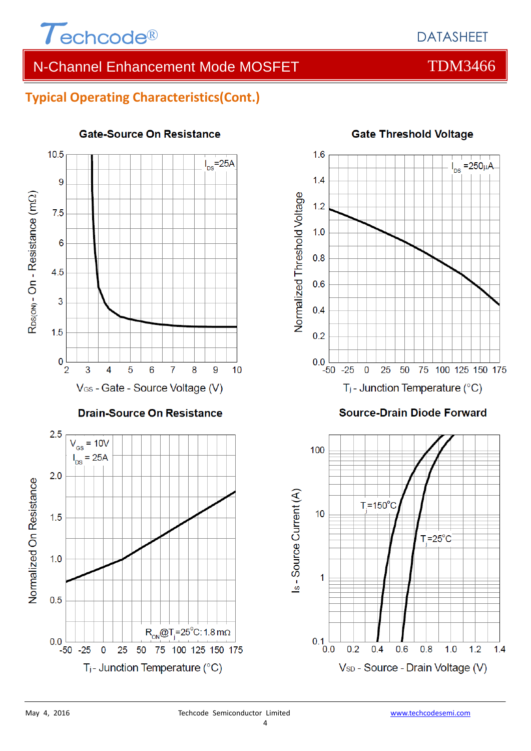## Typical Operating Characteristics(Cont.)

**Gate-Source On Resistance**

$I_{DS}$=25A

$R_{DS(ON)}$ - On - Resistance (mΩ)

$V_{GS}$ - Gate - Source Voltage (V)

**Gate Threshold Voltage**

$I_{DS}$ =250μA

Normalized Threshold Voltage

$T_j$ - Junction Temperature (°C)

**Drain-Source On Resistance**

$V_{GS}$ = 10V
$I_{DS}$ = 25A

$R_{ON}$@$T_j$=25°C: 1.8 mΩ

Normalized On Resistance

$T_j$ - Junction Temperature (°C)

**Source-Drain Diode Forward**

$T_j$=150°C

$T_j$=25°C

$I_S$ - Source Current (A)

$V_{SD}$ - Source - Drain Voltage (V)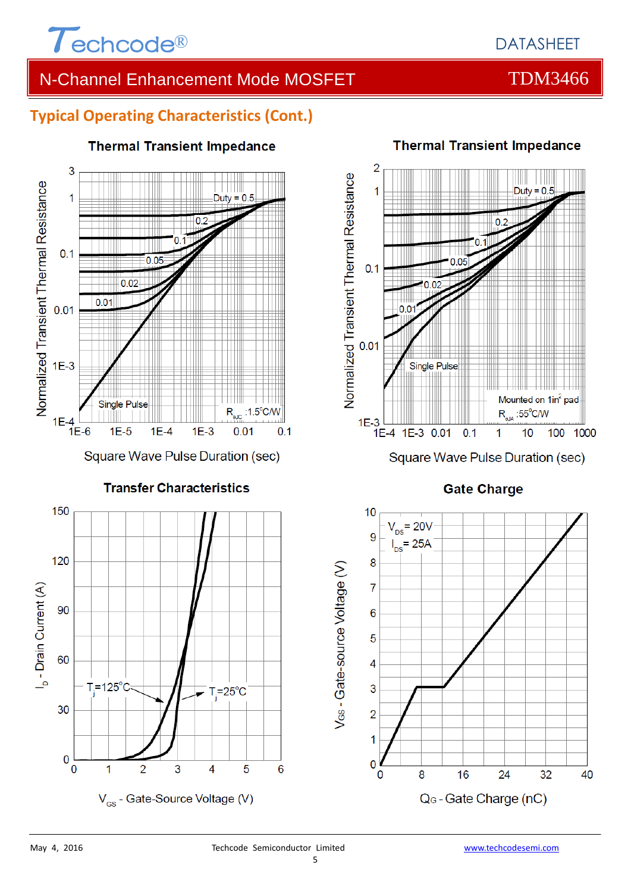## Typical Operating Characteristics (Cont.)

**Thermal Transient Impedance**

Normalized Transient Thermal Resistance

Duty = 0.5, 0.2, 0.1, 0.05, 0.02, 0.01, Single Pulse

$R_{\theta JC}$ :1.5°C/W

Square Wave Pulse Duration (sec)

**Thermal Transient Impedance**

Normalized Transient Thermal Resistance

Duty = 0.5, 0.2, 0.1, 0.05, 0.02, 0.01, Single Pulse

Mounted on 1in² pad

$R_{\theta JA}$ :55°C/W

Square Wave Pulse Duration (sec)

**Transfer Characteristics**

$I_D$ - Drain Current (A)

$T_j$=125°C

$T_j$=25°C

$V_{GS}$ - Gate-Source Voltage (V)

**Gate Charge**

$V_{GS}$ - Gate-source Voltage (V)

$V_{DS}$= 20V

$I_{DS}$= 25A

$Q_G$ - Gate Charge (nC)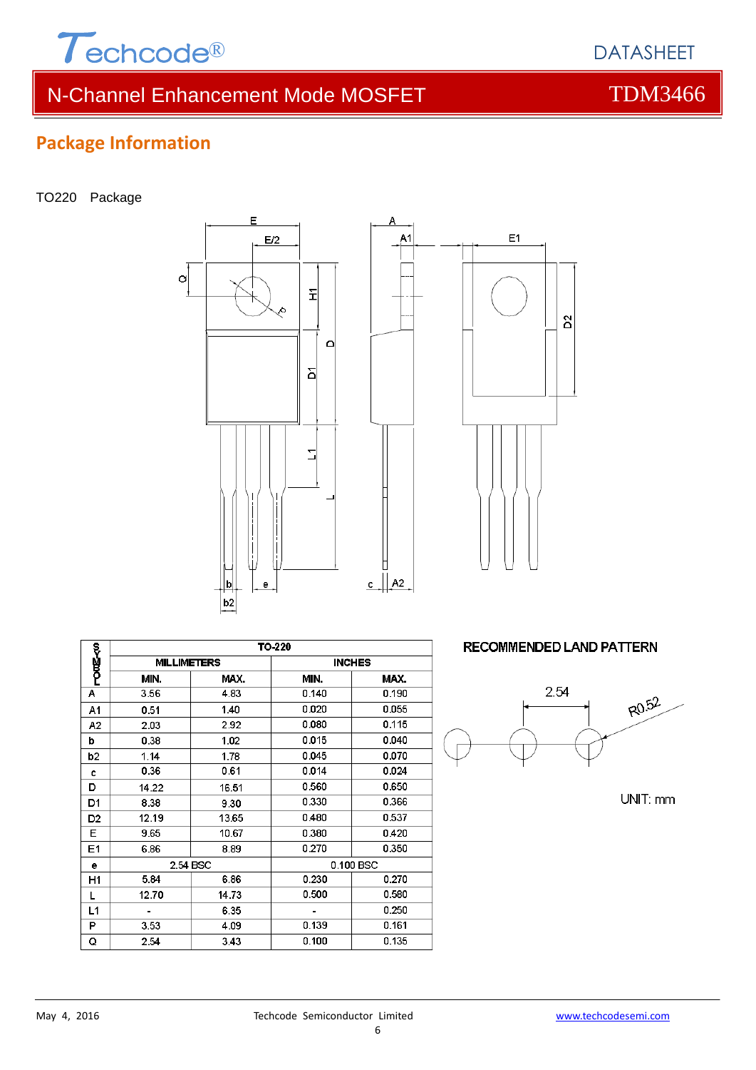## Package Information

TO220 Package

| SYMBOL | TO-220 | | | |
|---|---|---|---|---|
| | MILLIMETERS | | INCHES | |
| | MIN. | MAX. | MIN. | MAX. |
| A | 3.56 | 4.83 | 0.140 | 0.190 |
| A1 | 0.51 | 1.40 | 0.020 | 0.055 |
| A2 | 2.03 | 2.92 | 0.080 | 0.115 |
| b | 0.38 | 1.02 | 0.015 | 0.040 |
| b2 | 1.14 | 1.78 | 0.045 | 0.070 |
| c | 0.36 | 0.61 | 0.014 | 0.024 |
| D | 14.22 | 16.51 | 0.560 | 0.650 |
| D1 | 8.38 | 9.30 | 0.330 | 0.366 |
| D2 | 12.19 | 13.65 | 0.480 | 0.537 |
| E | 9.65 | 10.67 | 0.380 | 0.420 |
| E1 | 6.86 | 8.89 | 0.270 | 0.350 |
| e | 2.54 BSC | | 0.100 BSC | |
| H1 | 5.84 | 6.86 | 0.230 | 0.270 |
| L | 12.70 | 14.73 | 0.500 | 0.580 |
| L1 | - | 6.35 | - | 0.250 |
| P | 3.53 | 4.09 | 0.139 | 0.161 |
| Q | 2.54 | 3.43 | 0.100 | 0.135 |

RECOMMENDED LAND PATTERN

2.54

R0.52

UNIT: mm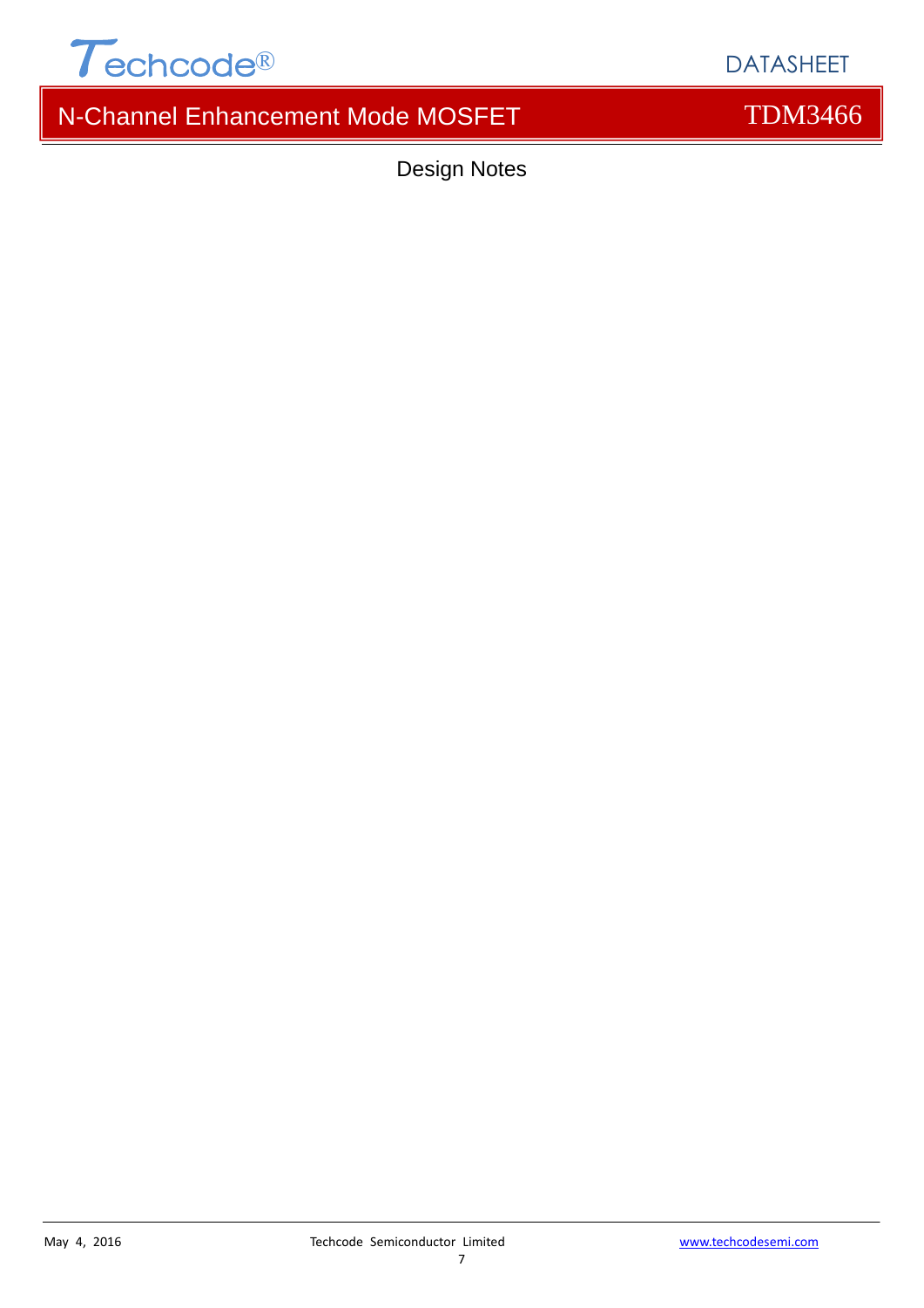Design Notes